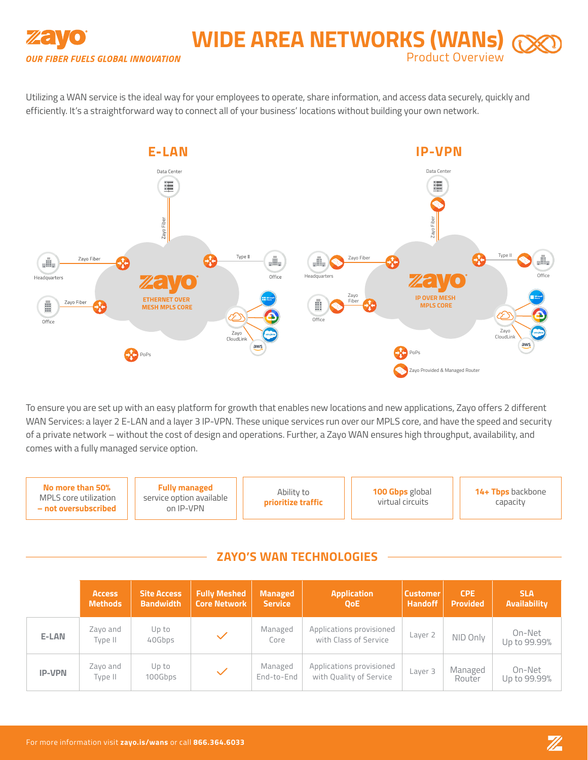# WIDE AREA NETWORKS (WANs)

Product Overview

zayo

*OUR FIBER FUELS GLOBAL INNOVATION*

Utilizing a WAN service is the ideal way for your employees to operate, share information, and access data securely, quickly and efficiently. It's a straightforward way to connect all of your business' locations without building your own network.

## E-LAN

Data Center · Zayo Fiber · Headquarters · Zayo Fiber · Office · Zayo Fiber · Type II · Office · ETHERNET OVER MESH MPLS CORE · Zayo CloudLink · aws · PoPs

## IP-VPN

Data Center · Zayo Fiber · Headquarters · Zayo Fiber · Office · Zayo Fiber · Type II · Office · IP OVER MESH MPLS CORE · Zayo CloudLink · aws · PoPs · Zayo Provided & Managed Router

To ensure you are set up with an easy platform for growth that enables new locations and new applications, Zayo offers 2 different WAN Services: a layer 2 E-LAN and a layer 3 IP-VPN. These unique services run over our MPLS core, and have the speed and security of a private network – without the cost of design and operations. Further, a Zayo WAN ensures high throughput, availability, and comes with a fully managed service option.

- **No more than 50%** MPLS core utilization **– not oversubscribed**
- **Fully managed** service option available on IP-VPN
- Ability to **prioritize traffic**
- **100 Gbps** global virtual circuits
- **14+ Tbps** backbone capacity

## ZAYO'S WAN TECHNOLOGIES

| | Access Methods | Site Access Bandwidth | Fully Meshed Core Network | Managed Service | Application QoE | Customer Handoff | CPE Provided | SLA Availability |
|---|---|---|---|---|---|---|---|---|
| **E-LAN** | Zayo and Type II | Up to 40Gbps | ✓ | Managed Core | Applications provisioned with Class of Service | Layer 2 | NID Only | On-Net Up to 99.99% |
| **IP-VPN** | Zayo and Type II | Up to 100Gbps | ✓ | Managed End-to-End | Applications provisioned with Quality of Service | Layer 3 | Managed Router | On-Net Up to 99.99% |

For more information visit **zayo.is/wans** or call **866.364.6033**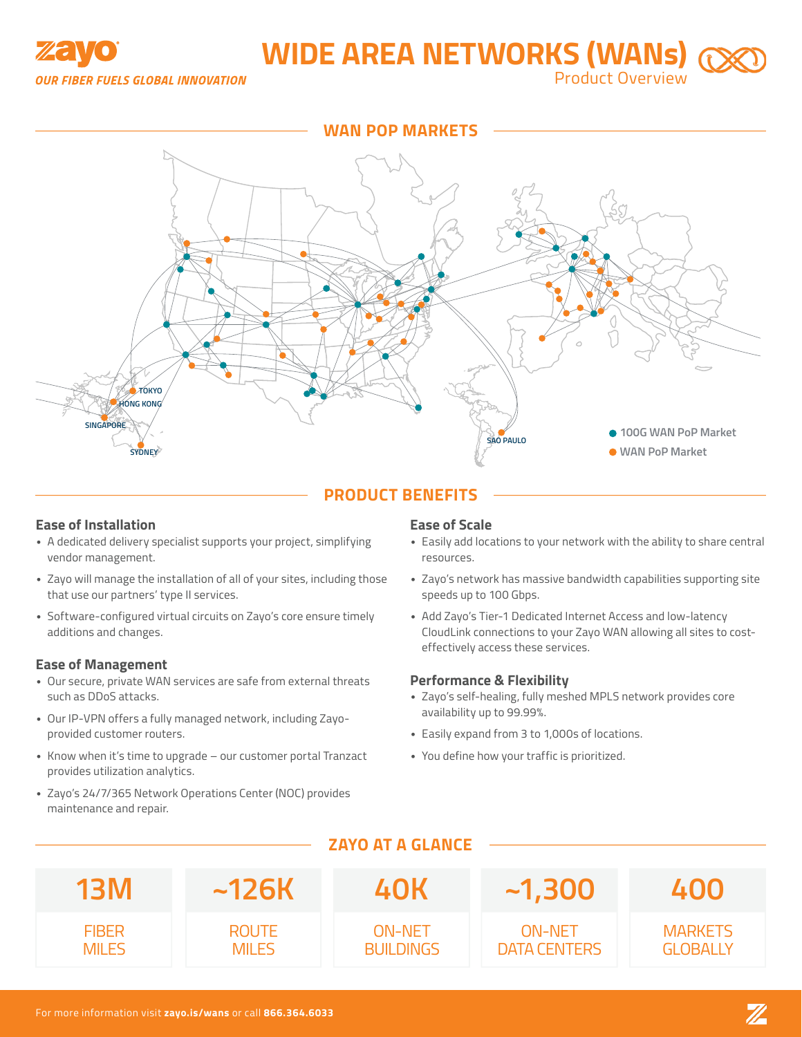zayo

*OUR FIBER FUELS GLOBAL INNOVATION*

# WIDE AREA NETWORKS (WANs)

Product Overview

## WAN POP MARKETS

TOKYO
HONG KONG
SINGAPORE
SYDNEY
SAO PAULO

● 100G WAN PoP Market
● WAN PoP Market

## PRODUCT BENEFITS

### Ease of Installation

- A dedicated delivery specialist supports your project, simplifying vendor management.
- Zayo will manage the installation of all of your sites, including those that use our partners' type II services.
- Software-configured virtual circuits on Zayo's core ensure timely additions and changes.

### Ease of Management

- Our secure, private WAN services are safe from external threats such as DDoS attacks.
- Our IP-VPN offers a fully managed network, including Zayo-provided customer routers.
- Know when it's time to upgrade – our customer portal Tranzact provides utilization analytics.
- Zayo's 24/7/365 Network Operations Center (NOC) provides maintenance and repair.

### Ease of Scale

- Easily add locations to your network with the ability to share central resources.
- Zayo's network has massive bandwidth capabilities supporting site speeds up to 100 Gbps.
- Add Zayo's Tier-1 Dedicated Internet Access and low-latency CloudLink connections to your Zayo WAN allowing all sites to cost-effectively access these services.

### Performance & Flexibility

- Zayo's self-healing, fully meshed MPLS network provides core availability up to 99.99%.
- Easily expand from 3 to 1,000s of locations.
- You define how your traffic is prioritized.

## ZAYO AT A GLANCE

| 13M | ~126K | 40K | ~1,300 | 400 |
|---|---|---|---|---|
| FIBER MILES | ROUTE MILES | ON-NET BUILDINGS | ON-NET DATA CENTERS | MARKETS GLOBALLY |

For more information visit **zayo.is/wans** or call **866.364.6033**